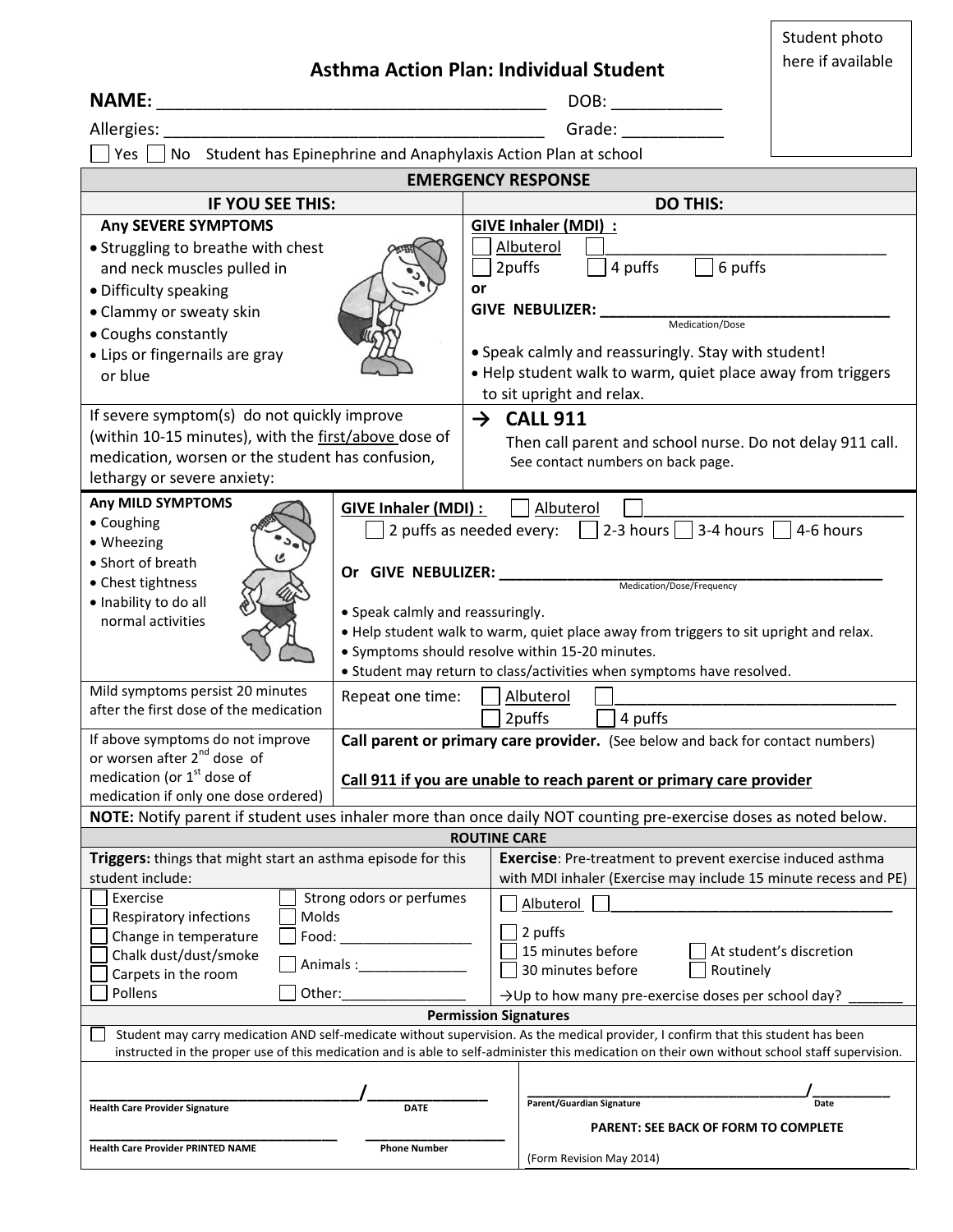Student photo here if available

# Asthma Action Plan: Individual Student

**NAME:** ________________________________________ DOB: ___________

Allergies: ________________________________________ Grade: ___________

☐ Yes ☐ No Student has Epinephrine and Anaphylaxis Action Plan at school

## EMERGENCY RESPONSE

| IF YOU SEE THIS: | DO THIS: |
|---|---|
| **Any SEVERE SYMPTOMS**<br>• Struggling to breathe with chest and neck muscles pulled in<br>• Difficulty speaking<br>• Clammy or sweaty skin<br>• Coughs constantly<br>• Lips or fingernails are gray or blue | **GIVE Inhaler (MDI) :**<br>☐ Albuterol ☐ ______________________________<br>☐ 2puffs ☐ 4 puffs ☐ 6 puffs<br>**or**<br>**GIVE NEBULIZER:** ______________________________ (Medication/Dose)<br>• Speak calmly and reassuringly. Stay with student!<br>• Help student walk to warm, quiet place away from triggers to sit upright and relax. |
| If severe symptom(s) do not quickly improve (within 10-15 minutes), with the first/above dose of medication, worsen or the student has confusion, lethargy or severe anxiety: | → **CALL 911**<br>Then call parent and school nurse. Do not delay 911 call. See contact numbers on back page. |

| | |
|---|---|
| **Any MILD SYMPTOMS**<br>• Coughing<br>• Wheezing<br>• Short of breath<br>• Chest tightness<br>• Inability to do all normal activities | **GIVE Inhaler (MDI) :** ☐ Albuterol ☐ ______________________________<br>☐ 2 puffs as needed every: ☐ 2-3 hours ☐ 3-4 hours ☐ 4-6 hours<br>**Or GIVE NEBULIZER:** ______________________________ (Medication/Dose/Frequency)<br>• Speak calmly and reassuringly.<br>• Help student walk to warm, quiet place away from triggers to sit upright and relax.<br>• Symptoms should resolve within 15-20 minutes.<br>• Student may return to class/activities when symptoms have resolved. |
| Mild symptoms persist 20 minutes after the first dose of the medication | Repeat one time: ☐ Albuterol ☐ ______________________________<br>☐ 2puffs ☐ 4 puffs |
| If above symptoms do not improve or worsen after 2nd dose of medication (or 1st dose of medication if only one dose ordered) | **Call parent or primary care provider.** (See below and back for contact numbers)<br>**Call 911 if you are unable to reach parent or primary care provider** |

**NOTE:** Notify parent if student uses inhaler more than once daily NOT counting pre-exercise doses as noted below.

## ROUTINE CARE

| **Triggers:** things that might start an asthma episode for this student include: | **Exercise**: Pre-treatment to prevent exercise induced asthma with MDI inhaler (Exercise may include 15 minute recess and PE) |
|---|---|
| ☐ Exercise ☐ Strong odors or perfumes<br>☐ Respiratory infections ☐ Molds<br>☐ Change in temperature ☐ Food: ________________<br>☐ Chalk dust/dust/smoke ☐ Animals :______________<br>☐ Carpets in the room ☐ Other:________________<br>☐ Pollens | ☐ Albuterol ☐ ______________________________<br>☐ 2 puffs<br>☐ 15 minutes before ☐ At student's discretion<br>☐ 30 minutes before ☐ Routinely<br>→Up to how many pre-exercise doses per school day? _______ |

## Permission Signatures

☐ Student may carry medication AND self-medicate without supervision. As the medical provider, I confirm that this student has been instructed in the proper use of this medication and is able to self-administer this medication on their own without school staff supervision.

______________________________/______________
**Health Care Provider Signature** **DATE**

______________________________ ______________
**Health Care Provider PRINTED NAME** **Phone Number**

______________________________/__________
**Parent/Guardian Signature** **Date**

**PARENT: SEE BACK OF FORM TO COMPLETE**

(Form Revision May 2014)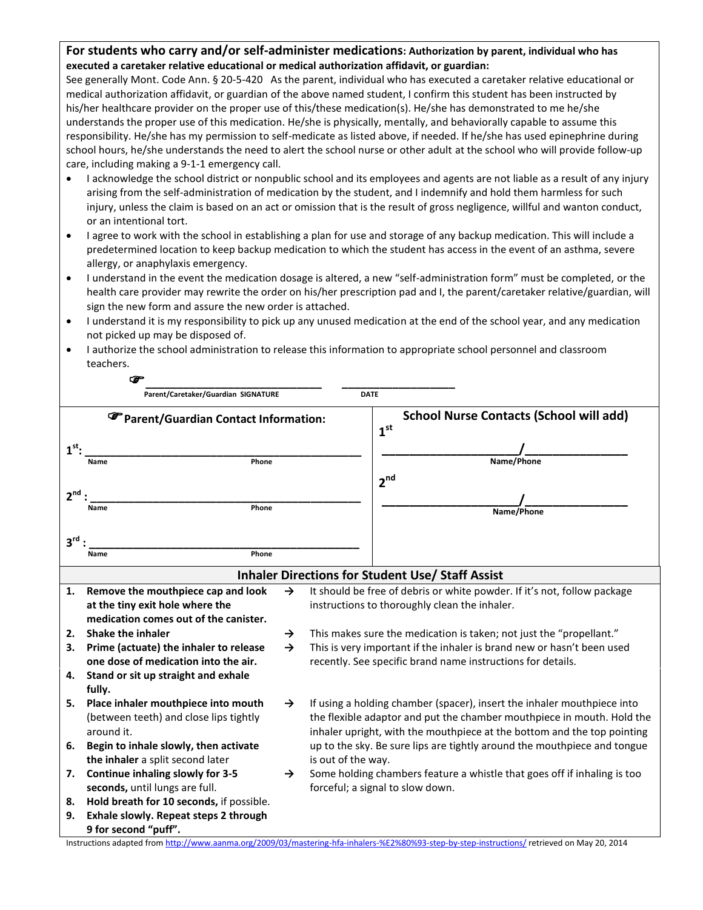**For students who carry and/or self-administer medications: Authorization by parent, individual who has executed a caretaker relative educational or medical authorization affidavit, or guardian:**

See generally Mont. Code Ann. § 20-5-420 As the parent, individual who has executed a caretaker relative educational or medical authorization affidavit, or guardian of the above named student, I confirm this student has been instructed by his/her healthcare provider on the proper use of this/these medication(s). He/she has demonstrated to me he/she understands the proper use of this medication. He/she is physically, mentally, and behaviorally capable to assume this responsibility. He/she has my permission to self-medicate as listed above, if needed. If he/she has used epinephrine during school hours, he/she understands the need to alert the school nurse or other adult at the school who will provide follow-up care, including making a 9-1-1 emergency call.

- I acknowledge the school district or nonpublic school and its employees and agents are not liable as a result of any injury arising from the self-administration of medication by the student, and I indemnify and hold them harmless for such injury, unless the claim is based on an act or omission that is the result of gross negligence, willful and wanton conduct, or an intentional tort.
- I agree to work with the school in establishing a plan for use and storage of any backup medication. This will include a predetermined location to keep backup medication to which the student has access in the event of an asthma, severe allergy, or anaphylaxis emergency.
- I understand in the event the medication dosage is altered, a new "self-administration form" must be completed, or the health care provider may rewrite the order on his/her prescription pad and I, the parent/caretaker relative/guardian, will sign the new form and assure the new order is attached.
- I understand it is my responsibility to pick up any unused medication at the end of the school year, and any medication not picked up may be disposed of.
- I authorize the school administration to release this information to appropriate school personnel and classroom teachers.

☞ ______________________________ ____________________

**Parent/Caretaker/Guardian SIGNATURE** **DATE**

| ☞ **Parent/Guardian Contact Information:** | **School Nurse Contacts (School will add)** |
|---|---|
| 1st: ________________________ **Name** **Phone** | 1st ____________/____________ **Name/Phone** |
| 2nd: ________________________ **Name** **Phone** | 2nd ____________/____________ **Name/Phone** |
| 3rd: ________________________ **Name** **Phone** | |

## Inhaler Directions for Student Use/ Staff Assist

1. **Remove the mouthpiece cap and look at the tiny exit hole where the medication comes out of the canister.** → It should be free of debris or white powder. If it's not, follow package instructions to thoroughly clean the inhaler.
2. **Shake the inhaler** → This makes sure the medication is taken; not just the "propellant."
3. **Prime (actuate) the inhaler to release one dose of medication into the air.** → This is very important if the inhaler is brand new or hasn't been used recently. See specific brand name instructions for details.
4. **Stand or sit up straight and exhale fully.**
5. **Place inhaler mouthpiece into mouth** (between teeth) and close lips tightly around it. → If using a holding chamber (spacer), insert the inhaler mouthpiece into the flexible adaptor and put the chamber mouthpiece in mouth. Hold the inhaler upright, with the mouthpiece at the bottom and the top pointing up to the sky. Be sure lips are tightly around the mouthpiece and tongue is out of the way.
6. **Begin to inhale slowly, then activate the inhaler** a split second later
7. **Continue inhaling slowly for 3-5 seconds,** until lungs are full. → Some holding chambers feature a whistle that goes off if inhaling is too forceful; a signal to slow down.
8. **Hold breath for 10 seconds,** if possible.
9. **Exhale slowly. Repeat steps 2 through 9 for second "puff".**

Instructions adapted from http://www.aanma.org/2009/03/mastering-hfa-inhalers-%E2%80%93-step-by-step-instructions/ retrieved on May 20, 2014